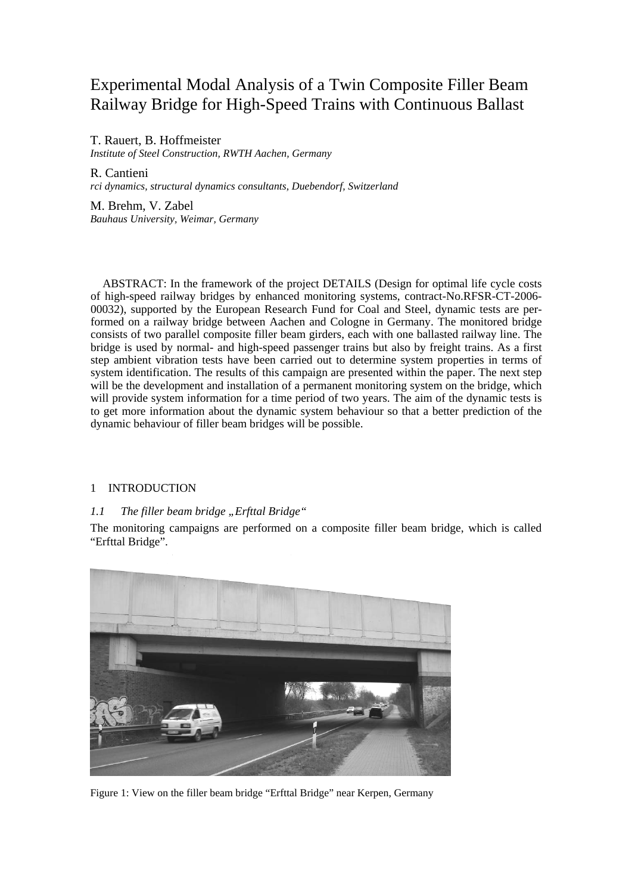# Experimental Modal Analysis of a Twin Composite Filler Beam Railway Bridge for High-Speed Trains with Continuous Ballast

T. Rauert, B. Hoffmeister
*Institute of Steel Construction, RWTH Aachen, Germany*

R. Cantieni
*rci dynamics, structural dynamics consultants, Duebendorf, Switzerland*

M. Brehm, V. Zabel
*Bauhaus University, Weimar, Germany*

ABSTRACT: In the framework of the project DETAILS (Design for optimal life cycle costs of high-speed railway bridges by enhanced monitoring systems, contract-No.RFSR-CT-2006-00032), supported by the European Research Fund for Coal and Steel, dynamic tests are performed on a railway bridge between Aachen and Cologne in Germany. The monitored bridge consists of two parallel composite filler beam girders, each with one ballasted railway line. The bridge is used by normal- and high-speed passenger trains but also by freight trains. As a first step ambient vibration tests have been carried out to determine system properties in terms of system identification. The results of this campaign are presented within the paper. The next step will be the development and installation of a permanent monitoring system on the bridge, which will provide system information for a time period of two years. The aim of the dynamic tests is to get more information about the dynamic system behaviour so that a better prediction of the dynamic behaviour of filler beam bridges will be possible.

## 1 INTRODUCTION

### *1.1 The filler beam bridge „Erfttal Bridge"*

The monitoring campaigns are performed on a composite filler beam bridge, which is called "Erfttal Bridge".

Figure 1: View on the filler beam bridge "Erfttal Bridge" near Kerpen, Germany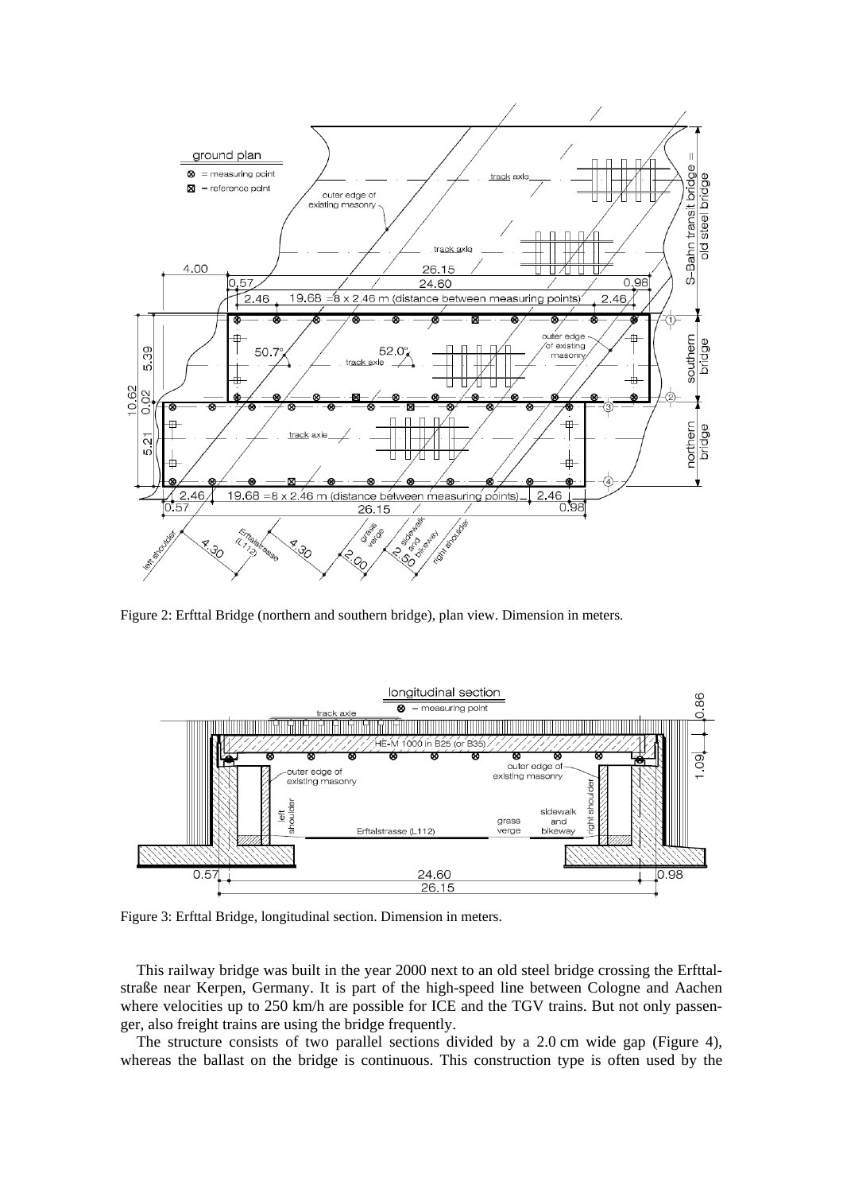Figure 2: Erfttal Bridge (northern and southern bridge), plan view. Dimension in meters.

Figure 3: Erfttal Bridge, longitudinal section. Dimension in meters.

This railway bridge was built in the year 2000 next to an old steel bridge crossing the Erfttalstraße near Kerpen, Germany. It is part of the high-speed line between Cologne and Aachen where velocities up to 250 km/h are possible for ICE and the TGV trains. But not only passenger, also freight trains are using the bridge frequently.

The structure consists of two parallel sections divided by a 2.0 cm wide gap (Figure 4), whereas the ballast on the bridge is continuous. This construction type is often used by the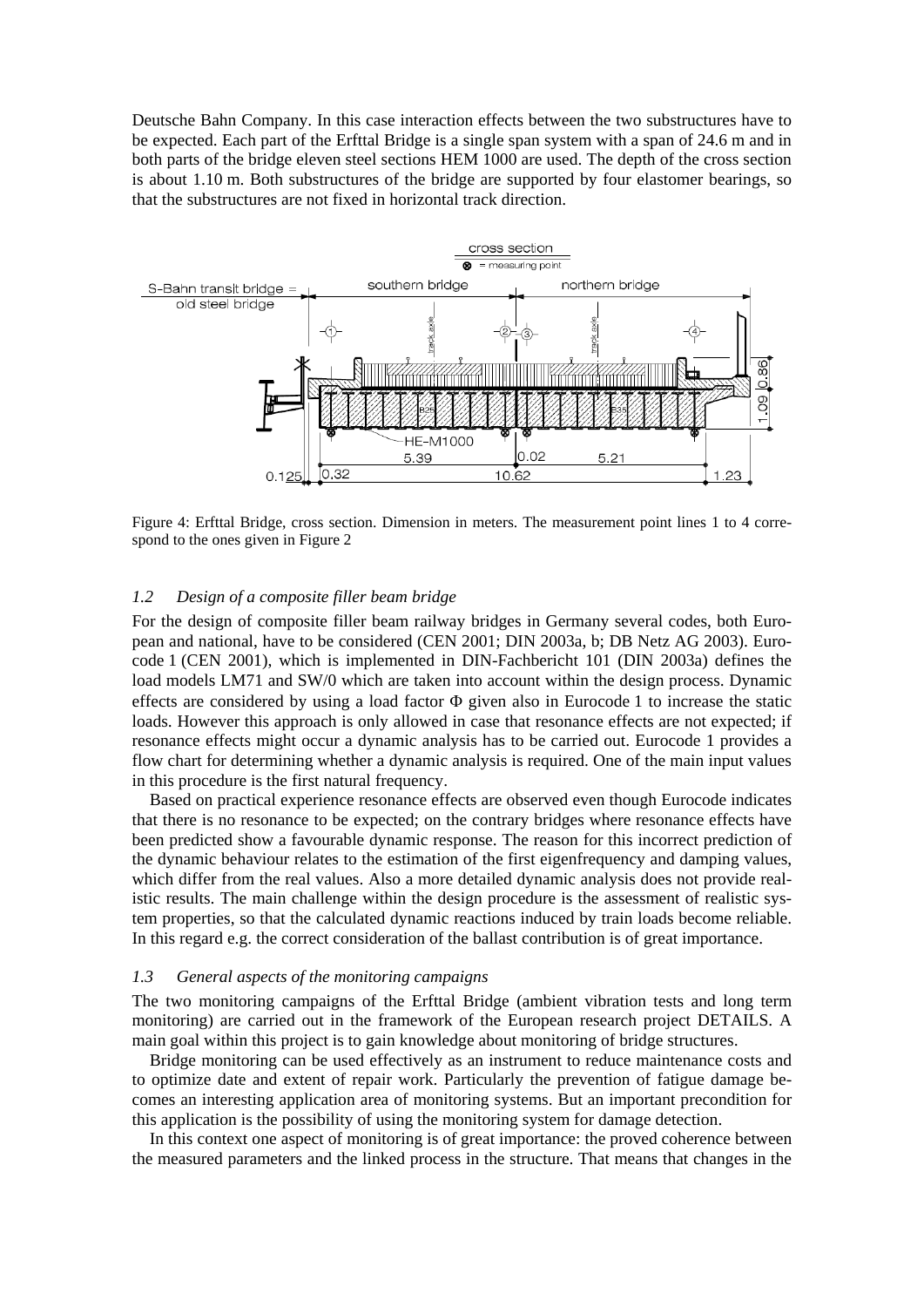Deutsche Bahn Company. In this case interaction effects between the two substructures have to be expected. Each part of the Erfttal Bridge is a single span system with a span of 24.6 m and in both parts of the bridge eleven steel sections HEM 1000 are used. The depth of the cross section is about 1.10 m. Both substructures of the bridge are supported by four elastomer bearings, so that the substructures are not fixed in horizontal track direction.

Figure 4: Erfttal Bridge, cross section. Dimension in meters. The measurement point lines 1 to 4 correspond to the ones given in Figure 2

### *1.2 Design of a composite filler beam bridge*

For the design of composite filler beam railway bridges in Germany several codes, both European and national, have to be considered (CEN 2001; DIN 2003a, b; DB Netz AG 2003). Eurocode 1 (CEN 2001), which is implemented in DIN-Fachbericht 101 (DIN 2003a) defines the load models LM71 and SW/0 which are taken into account within the design process. Dynamic effects are considered by using a load factor $\Phi$ given also in Eurocode 1 to increase the static loads. However this approach is only allowed in case that resonance effects are not expected; if resonance effects might occur a dynamic analysis has to be carried out. Eurocode 1 provides a flow chart for determining whether a dynamic analysis is required. One of the main input values in this procedure is the first natural frequency.

Based on practical experience resonance effects are observed even though Eurocode indicates that there is no resonance to be expected; on the contrary bridges where resonance effects have been predicted show a favourable dynamic response. The reason for this incorrect prediction of the dynamic behaviour relates to the estimation of the first eigenfrequency and damping values, which differ from the real values. Also a more detailed dynamic analysis does not provide realistic results. The main challenge within the design procedure is the assessment of realistic system properties, so that the calculated dynamic reactions induced by train loads become reliable. In this regard e.g. the correct consideration of the ballast contribution is of great importance.

### *1.3 General aspects of the monitoring campaigns*

The two monitoring campaigns of the Erfttal Bridge (ambient vibration tests and long term monitoring) are carried out in the framework of the European research project DETAILS. A main goal within this project is to gain knowledge about monitoring of bridge structures.

Bridge monitoring can be used effectively as an instrument to reduce maintenance costs and to optimize date and extent of repair work. Particularly the prevention of fatigue damage becomes an interesting application area of monitoring systems. But an important precondition for this application is the possibility of using the monitoring system for damage detection.

In this context one aspect of monitoring is of great importance: the proved coherence between the measured parameters and the linked process in the structure. That means that changes in the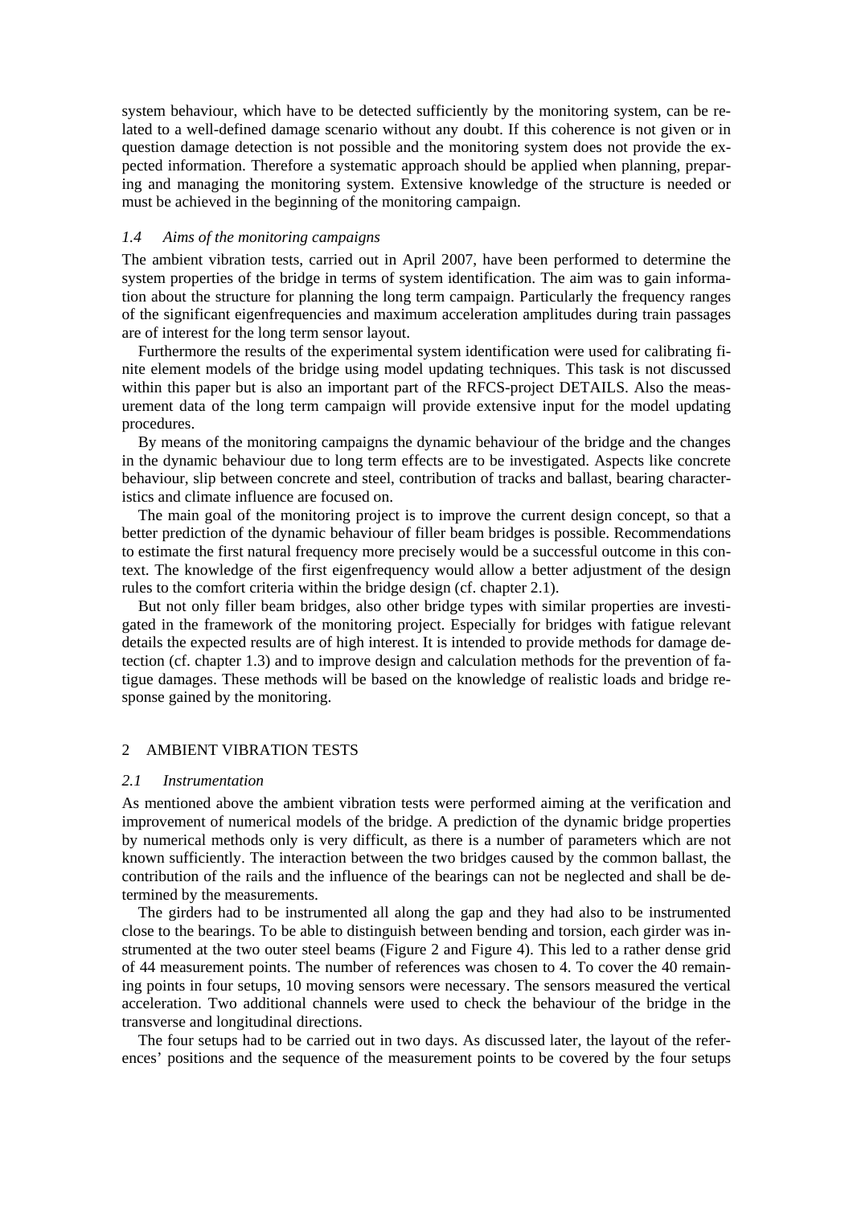system behaviour, which have to be detected sufficiently by the monitoring system, can be related to a well-defined damage scenario without any doubt. If this coherence is not given or in question damage detection is not possible and the monitoring system does not provide the expected information. Therefore a systematic approach should be applied when planning, preparing and managing the monitoring system. Extensive knowledge of the structure is needed or must be achieved in the beginning of the monitoring campaign.

### *1.4 Aims of the monitoring campaigns*

The ambient vibration tests, carried out in April 2007, have been performed to determine the system properties of the bridge in terms of system identification. The aim was to gain information about the structure for planning the long term campaign. Particularly the frequency ranges of the significant eigenfrequencies and maximum acceleration amplitudes during train passages are of interest for the long term sensor layout.

Furthermore the results of the experimental system identification were used for calibrating finite element models of the bridge using model updating techniques. This task is not discussed within this paper but is also an important part of the RFCS-project DETAILS. Also the measurement data of the long term campaign will provide extensive input for the model updating procedures.

By means of the monitoring campaigns the dynamic behaviour of the bridge and the changes in the dynamic behaviour due to long term effects are to be investigated. Aspects like concrete behaviour, slip between concrete and steel, contribution of tracks and ballast, bearing characteristics and climate influence are focused on.

The main goal of the monitoring project is to improve the current design concept, so that a better prediction of the dynamic behaviour of filler beam bridges is possible. Recommendations to estimate the first natural frequency more precisely would be a successful outcome in this context. The knowledge of the first eigenfrequency would allow a better adjustment of the design rules to the comfort criteria within the bridge design (cf. chapter 2.1).

But not only filler beam bridges, also other bridge types with similar properties are investigated in the framework of the monitoring project. Especially for bridges with fatigue relevant details the expected results are of high interest. It is intended to provide methods for damage detection (cf. chapter 1.3) and to improve design and calculation methods for the prevention of fatigue damages. These methods will be based on the knowledge of realistic loads and bridge response gained by the monitoring.

## 2 AMBIENT VIBRATION TESTS

### *2.1 Instrumentation*

As mentioned above the ambient vibration tests were performed aiming at the verification and improvement of numerical models of the bridge. A prediction of the dynamic bridge properties by numerical methods only is very difficult, as there is a number of parameters which are not known sufficiently. The interaction between the two bridges caused by the common ballast, the contribution of the rails and the influence of the bearings can not be neglected and shall be determined by the measurements.

The girders had to be instrumented all along the gap and they had also to be instrumented close to the bearings. To be able to distinguish between bending and torsion, each girder was instrumented at the two outer steel beams (Figure 2 and Figure 4). This led to a rather dense grid of 44 measurement points. The number of references was chosen to 4. To cover the 40 remaining points in four setups, 10 moving sensors were necessary. The sensors measured the vertical acceleration. Two additional channels were used to check the behaviour of the bridge in the transverse and longitudinal directions.

The four setups had to be carried out in two days. As discussed later, the layout of the references' positions and the sequence of the measurement points to be covered by the four setups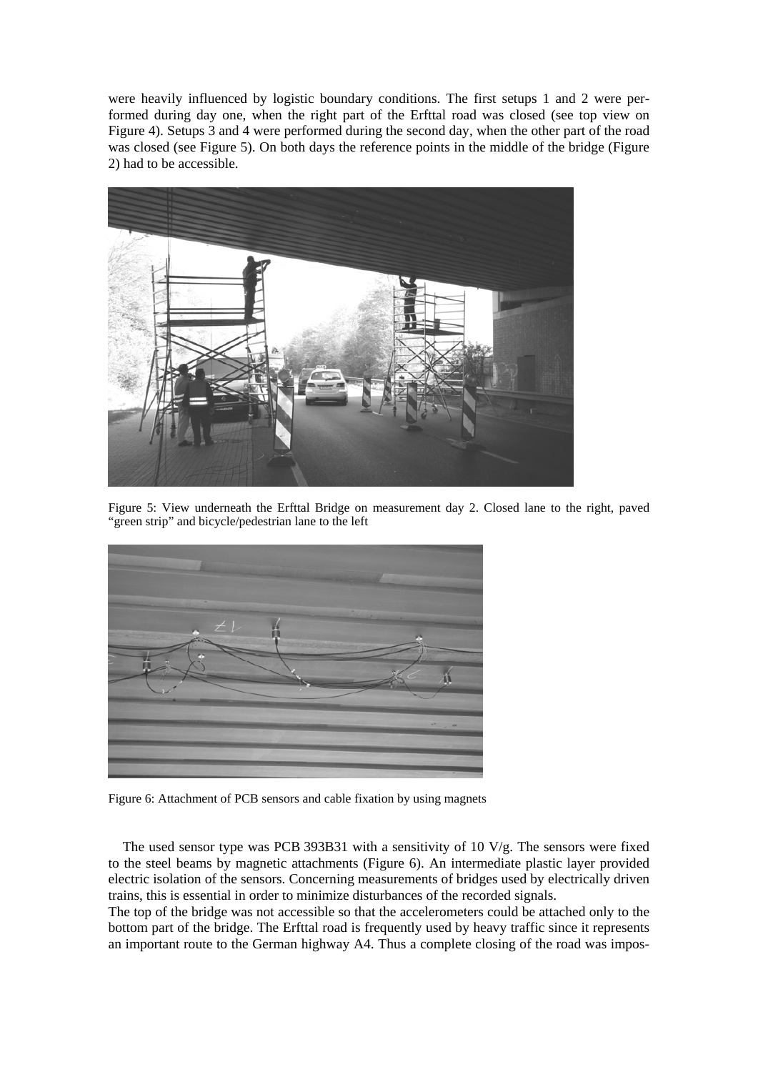were heavily influenced by logistic boundary conditions. The first setups 1 and 2 were performed during day one, when the right part of the Erfttal road was closed (see top view on Figure 4). Setups 3 and 4 were performed during the second day, when the other part of the road was closed (see Figure 5). On both days the reference points in the middle of the bridge (Figure 2) had to be accessible.

Figure 5: View underneath the Erfttal Bridge on measurement day 2. Closed lane to the right, paved "green strip" and bicycle/pedestrian lane to the left

Figure 6: Attachment of PCB sensors and cable fixation by using magnets

The used sensor type was PCB 393B31 with a sensitivity of 10 V/g. The sensors were fixed to the steel beams by magnetic attachments (Figure 6). An intermediate plastic layer provided electric isolation of the sensors. Concerning measurements of bridges used by electrically driven trains, this is essential in order to minimize disturbances of the recorded signals.

The top of the bridge was not accessible so that the accelerometers could be attached only to the bottom part of the bridge. The Erfttal road is frequently used by heavy traffic since it represents an important route to the German highway A4. Thus a complete closing of the road was impos-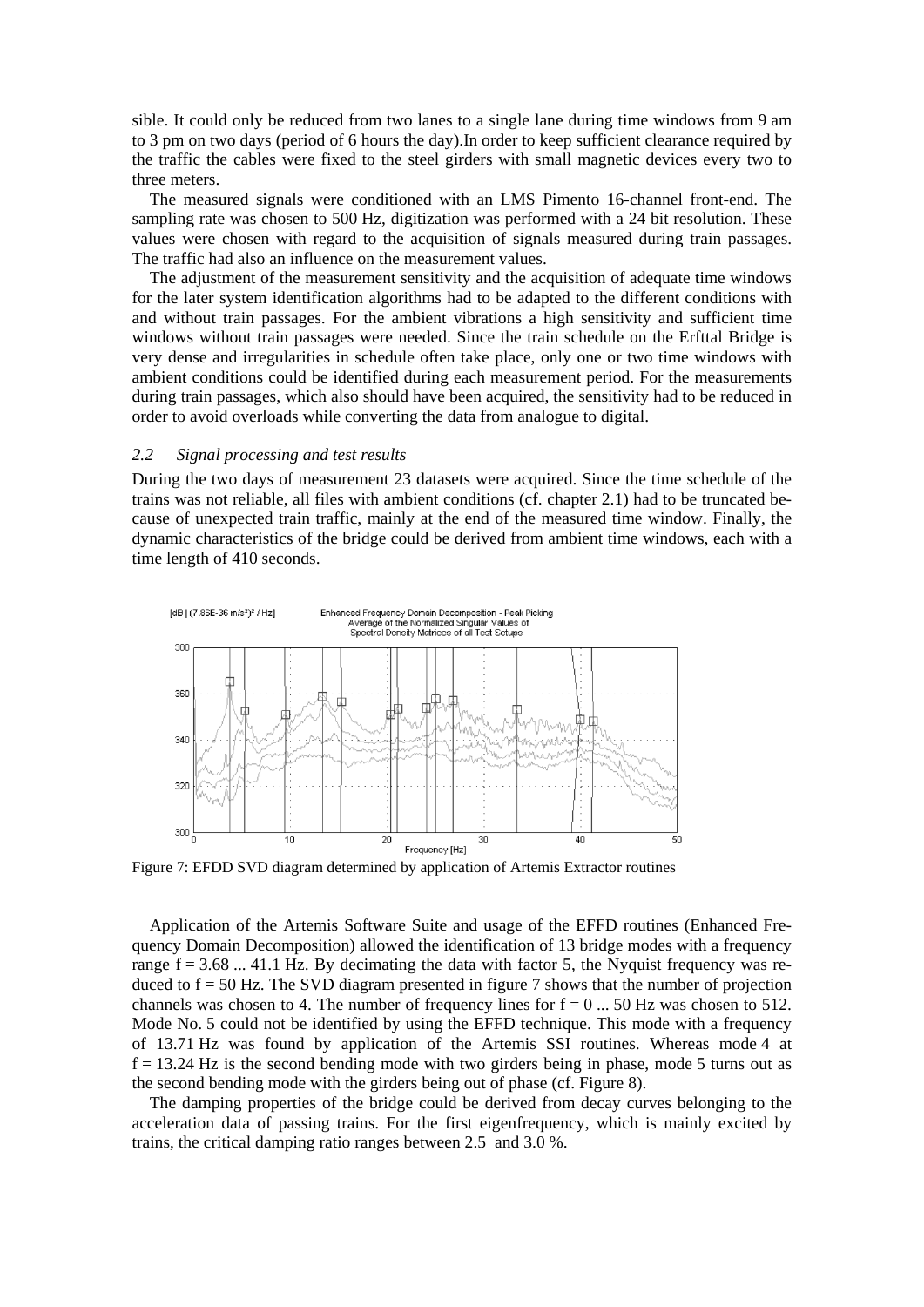sible. It could only be reduced from two lanes to a single lane during time windows from 9 am to 3 pm on two days (period of 6 hours the day).In order to keep sufficient clearance required by the traffic the cables were fixed to the steel girders with small magnetic devices every two to three meters.

The measured signals were conditioned with an LMS Pimento 16-channel front-end. The sampling rate was chosen to 500 Hz, digitization was performed with a 24 bit resolution. These values were chosen with regard to the acquisition of signals measured during train passages. The traffic had also an influence on the measurement values.

The adjustment of the measurement sensitivity and the acquisition of adequate time windows for the later system identification algorithms had to be adapted to the different conditions with and without train passages. For the ambient vibrations a high sensitivity and sufficient time windows without train passages were needed. Since the train schedule on the Erfttal Bridge is very dense and irregularities in schedule often take place, only one or two time windows with ambient conditions could be identified during each measurement period. For the measurements during train passages, which also should have been acquired, the sensitivity had to be reduced in order to avoid overloads while converting the data from analogue to digital.

### *2.2 Signal processing and test results*

During the two days of measurement 23 datasets were acquired. Since the time schedule of the trains was not reliable, all files with ambient conditions (cf. chapter 2.1) had to be truncated because of unexpected train traffic, mainly at the end of the measured time window. Finally, the dynamic characteristics of the bridge could be derived from ambient time windows, each with a time length of 410 seconds.

Figure 7: EFDD SVD diagram determined by application of Artemis Extractor routines

Application of the Artemis Software Suite and usage of the EFFD routines (Enhanced Frequency Domain Decomposition) allowed the identification of 13 bridge modes with a frequency range $f = 3.68 \ldots 41.1$ Hz. By decimating the data with factor 5, the Nyquist frequency was reduced to $f = 50$ Hz. The SVD diagram presented in figure 7 shows that the number of projection channels was chosen to 4. The number of frequency lines for $f = 0 \ldots 50$ Hz was chosen to 512. Mode No. 5 could not be identified by using the EFFD technique. This mode with a frequency of 13.71 Hz was found by application of the Artemis SSI routines. Whereas mode 4 at $f = 13.24$ Hz is the second bending mode with two girders being in phase, mode 5 turns out as the second bending mode with the girders being out of phase (cf. Figure 8).

The damping properties of the bridge could be derived from decay curves belonging to the acceleration data of passing trains. For the first eigenfrequency, which is mainly excited by trains, the critical damping ratio ranges between 2.5 and 3.0 %.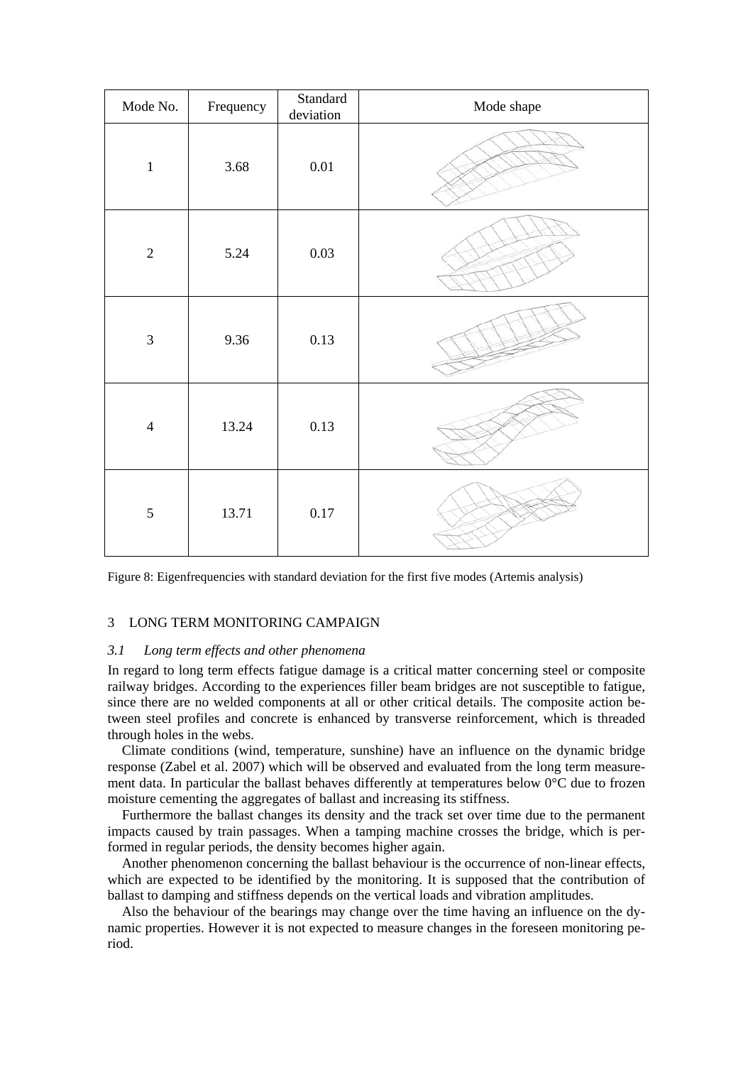| Mode No. | Frequency | Standard deviation | Mode shape |
|---|---|---|---|
| 1 | 3.68 | 0.01 | |
| 2 | 5.24 | 0.03 | |
| 3 | 9.36 | 0.13 | |
| 4 | 13.24 | 0.13 | |
| 5 | 13.71 | 0.17 | |

Figure 8: Eigenfrequencies with standard deviation for the first five modes (Artemis analysis)

## 3 LONG TERM MONITORING CAMPAIGN

### *3.1 Long term effects and other phenomena*

In regard to long term effects fatigue damage is a critical matter concerning steel or composite railway bridges. According to the experiences filler beam bridges are not susceptible to fatigue, since there are no welded components at all or other critical details. The composite action between steel profiles and concrete is enhanced by transverse reinforcement, which is threaded through holes in the webs.

Climate conditions (wind, temperature, sunshine) have an influence on the dynamic bridge response (Zabel et al. 2007) which will be observed and evaluated from the long term measurement data. In particular the ballast behaves differently at temperatures below 0°C due to frozen moisture cementing the aggregates of ballast and increasing its stiffness.

Furthermore the ballast changes its density and the track set over time due to the permanent impacts caused by train passages. When a tamping machine crosses the bridge, which is performed in regular periods, the density becomes higher again.

Another phenomenon concerning the ballast behaviour is the occurrence of non-linear effects, which are expected to be identified by the monitoring. It is supposed that the contribution of ballast to damping and stiffness depends on the vertical loads and vibration amplitudes.

Also the behaviour of the bearings may change over the time having an influence on the dynamic properties. However it is not expected to measure changes in the foreseen monitoring period.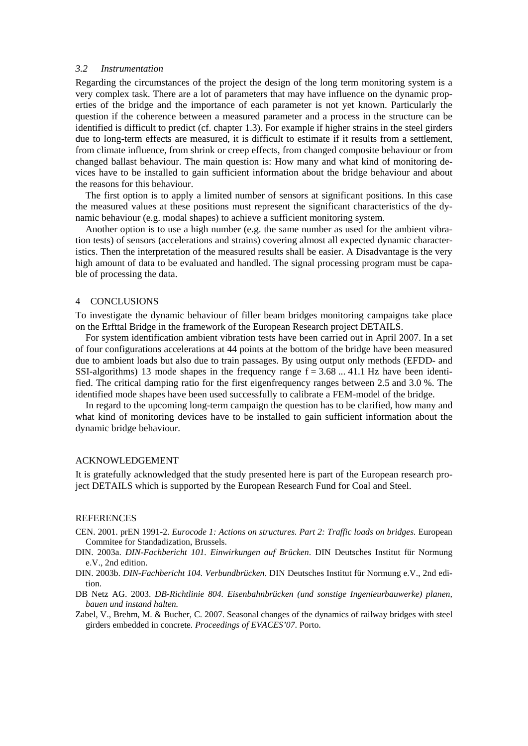### 3.2 Instrumentation

Regarding the circumstances of the project the design of the long term monitoring system is a very complex task. There are a lot of parameters that may have influence on the dynamic properties of the bridge and the importance of each parameter is not yet known. Particularly the question if the coherence between a measured parameter and a process in the structure can be identified is difficult to predict (cf. chapter 1.3). For example if higher strains in the steel girders due to long-term effects are measured, it is difficult to estimate if it results from a settlement, from climate influence, from shrink or creep effects, from changed composite behaviour or from changed ballast behaviour. The main question is: How many and what kind of monitoring devices have to be installed to gain sufficient information about the bridge behaviour and about the reasons for this behaviour.

The first option is to apply a limited number of sensors at significant positions. In this case the measured values at these positions must represent the significant characteristics of the dynamic behaviour (e.g. modal shapes) to achieve a sufficient monitoring system.

Another option is to use a high number (e.g. the same number as used for the ambient vibration tests) of sensors (accelerations and strains) covering almost all expected dynamic characteristics. Then the interpretation of the measured results shall be easier. A Disadvantage is the very high amount of data to be evaluated and handled. The signal processing program must be capable of processing the data.

## 4 CONCLUSIONS

To investigate the dynamic behaviour of filler beam bridges monitoring campaigns take place on the Erfttal Bridge in the framework of the European Research project DETAILS.

For system identification ambient vibration tests have been carried out in April 2007. In a set of four configurations accelerations at 44 points at the bottom of the bridge have been measured due to ambient loads but also due to train passages. By using output only methods (EFDD- and SSI-algorithms) 13 mode shapes in the frequency range $f = 3.68 \ldots 41.1$ Hz have been identified. The critical damping ratio for the first eigenfrequency ranges between 2.5 and 3.0 %. The identified mode shapes have been used successfully to calibrate a FEM-model of the bridge.

In regard to the upcoming long-term campaign the question has to be clarified, how many and what kind of monitoring devices have to be installed to gain sufficient information about the dynamic bridge behaviour.

## ACKNOWLEDGEMENT

It is gratefully acknowledged that the study presented here is part of the European research project DETAILS which is supported by the European Research Fund for Coal and Steel.

## REFERENCES

CEN. 2001. prEN 1991-2. *Eurocode 1: Actions on structures. Part 2: Traffic loads on bridges.* European Commitee for Standadization, Brussels.

DIN. 2003a. *DIN-Fachbericht 101. Einwirkungen auf Brücken*. DIN Deutsches Institut für Normung e.V., 2nd edition.

DIN. 2003b. *DIN-Fachbericht 104. Verbundbrücken*. DIN Deutsches Institut für Normung e.V., 2nd edition.

DB Netz AG. 2003. *DB-Richtlinie 804. Eisenbahnbrücken (und sonstige Ingenieurbauwerke) planen, bauen und instand halten.*

Zabel, V., Brehm, M. & Bucher, C. 2007. Seasonal changes of the dynamics of railway bridges with steel girders embedded in concrete. *Proceedings of EVACES'07*. Porto.